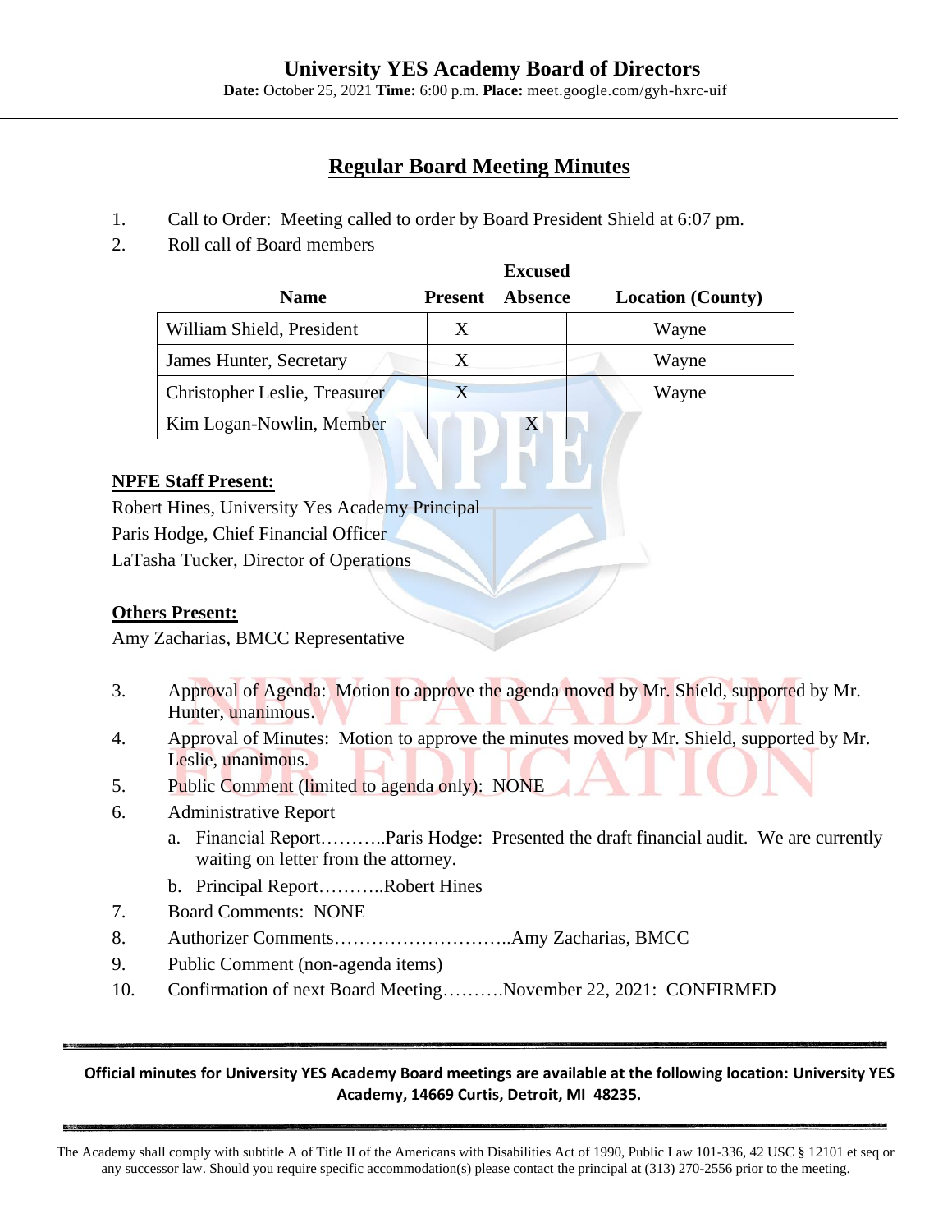# University YES Academy Board of Directors

**Date:** October 25, 2021 **Time:** 6:00 p.m. **Place:** meet.google.com/gyh-hxrc-uif

## Regular Board Meeting Minutes

1. Call to Order: Meeting called to order by Board President Shield at 6:07 pm.
2. Roll call of Board members

| Name | Present | Excused Absence | Location (County) |
|---|---|---|---|
| William Shield, President | X | | Wayne |
| James Hunter, Secretary | X | | Wayne |
| Christopher Leslie, Treasurer | X | | Wayne |
| Kim Logan-Nowlin, Member | | X | |

**NPFE Staff Present:**

Robert Hines, University Yes Academy Principal
Paris Hodge, Chief Financial Officer
LaTasha Tucker, Director of Operations

**Others Present:**

Amy Zacharias, BMCC Representative

3. Approval of Agenda: Motion to approve the agenda moved by Mr. Shield, supported by Mr. Hunter, unanimous.
4. Approval of Minutes: Motion to approve the minutes moved by Mr. Shield, supported by Mr. Leslie, unanimous.
5. Public Comment (limited to agenda only): NONE
6. Administrative Report
   a. Financial Report………..Paris Hodge: Presented the draft financial audit. We are currently waiting on letter from the attorney.
   b. Principal Report………..Robert Hines
7. Board Comments: NONE
8. Authorizer Comments………………………..Amy Zacharias, BMCC
9. Public Comment (non-agenda items)
10. Confirmation of next Board Meeting……….November 22, 2021: CONFIRMED

**Official minutes for University YES Academy Board meetings are available at the following location: University YES Academy, 14669 Curtis, Detroit, MI 48235.**

The Academy shall comply with subtitle A of Title II of the Americans with Disabilities Act of 1990, Public Law 101-336, 42 USC § 12101 et seq or any successor law. Should you require specific accommodation(s) please contact the principal at (313) 270-2556 prior to the meeting.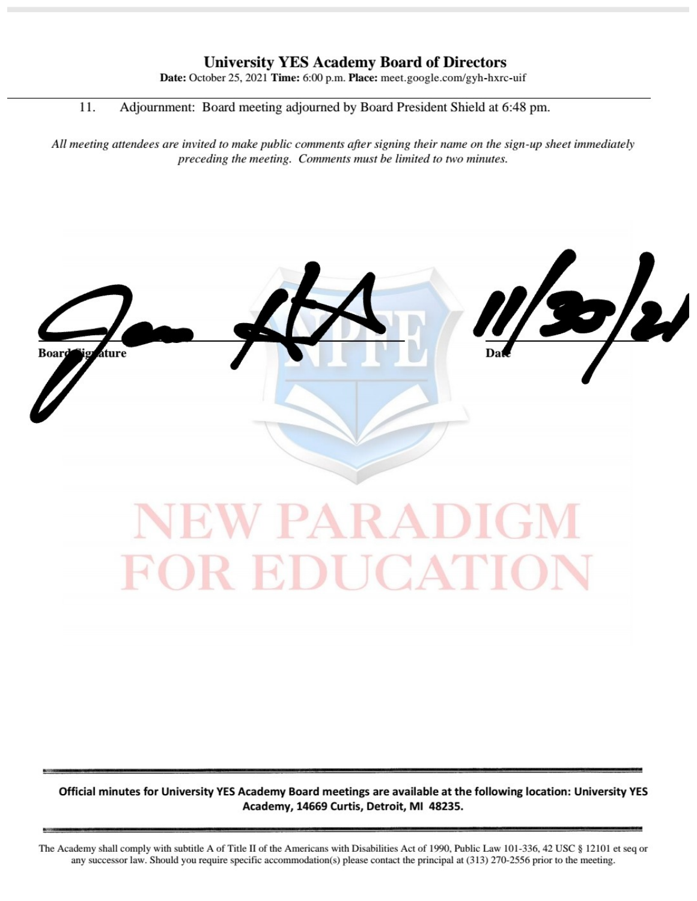**University YES Academy Board of Directors**
**Date:** October 25, 2021 **Time:** 6:00 p.m. **Place:** meet.google.com/gyh-hxrc-uif

11. Adjournment: Board meeting adjourned by Board President Shield at 6:48 pm.

*All meeting attendees are invited to make public comments after signing their name on the sign-up sheet immediately preceding the meeting. Comments must be limited to two minutes.*

Board Signature ______________________ Date 11/30/21

NEW PARADIGM FOR EDUCATION

**Official minutes for University YES Academy Board meetings are available at the following location: University YES Academy, 14669 Curtis, Detroit, MI 48235.**

The Academy shall comply with subtitle A of Title II of the Americans with Disabilities Act of 1990, Public Law 101-336, 42 USC § 12101 et seq or any successor law. Should you require specific accommodation(s) please contact the principal at (313) 270-2556 prior to the meeting.